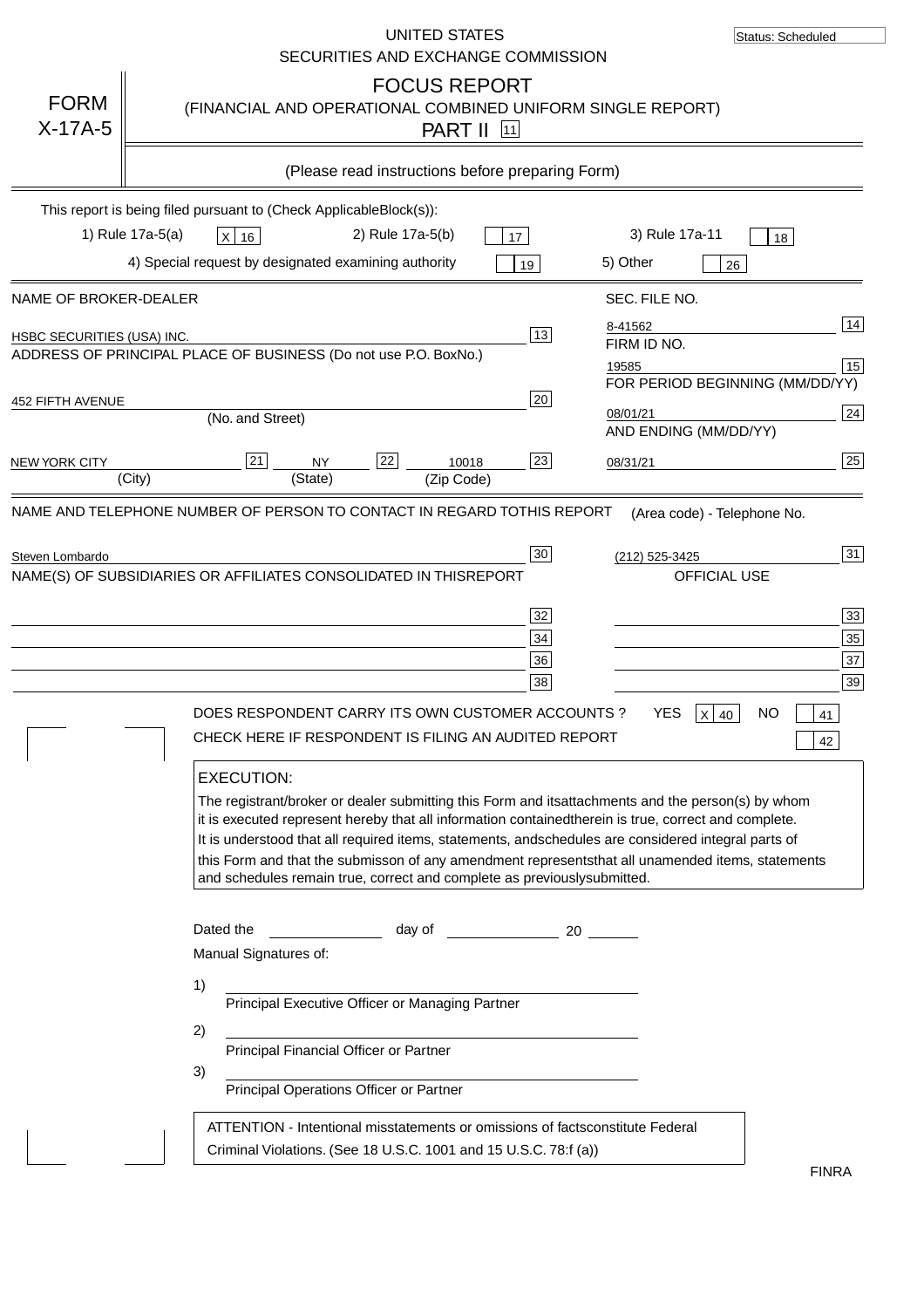Status: Scheduled

UNITED STATES
SECURITIES AND EXCHANGE COMMISSION

# FORM X-17A-5

## FOCUS REPORT
(FINANCIAL AND OPERATIONAL COMBINED UNIFORM SINGLE REPORT)

PART II [11]

(Please read instructions before preparing Form)

This report is being filed pursuant to (Check Applicable Block(s)):

1) Rule 17a-5(a) [X] 16    2) Rule 17a-5(b) [ ] 17    3) Rule 17a-11 [ ] 18

4) Special request by designated examining authority [ ] 19    5) Other [ ] 26

| NAME OF BROKER-DEALER | | SEC. FILE NO. | |
|---|---|---|---|
| HSBC SECURITIES (USA) INC. | 13 | 8-41562 | 14 |
| ADDRESS OF PRINCIPAL PLACE OF BUSINESS (Do not use P.O. Box No.) | | FIRM ID NO. | |
| | | 19585 | 15 |
| 452 FIFTH AVENUE (No. and Street) | 20 | FOR PERIOD BEGINNING (MM/DD/YY) | |
| | | 08/01/21 | 24 |
| NEW YORK CITY (City) [21] NY (State) [22] 10018 (Zip Code) | 23 | AND ENDING (MM/DD/YY) 08/31/21 | 25 |

NAME AND TELEPHONE NUMBER OF PERSON TO CONTACT IN REGARD TO THIS REPORT — (Area code) - Telephone No.

Steven Lombardo [30]    (212) 525-3425 [31]

NAME(S) OF SUBSIDIARIES OR AFFILIATES CONSOLIDATED IN THIS REPORT — OFFICIAL USE

| | | | |
|---|---|---|---|
| | 32 | | 33 |
| | 34 | | 35 |
| | 36 | | 37 |
| | 38 | | 39 |

DOES RESPONDENT CARRY ITS OWN CUSTOMER ACCOUNTS ? YES [X] 40 NO [ ] 41

CHECK HERE IF RESPONDENT IS FILING AN AUDITED REPORT [ ] 42

**EXECUTION:**

The registrant/broker or dealer submitting this Form and its attachments and the person(s) by whom it is executed represent hereby that all information contained therein is true, correct and complete. It is understood that all required items, statements, and schedules are considered integral parts of this Form and that the submisson of any amendment represents that all unamended items, statements and schedules remain true, correct and complete as previously submitted.

Dated the ____________ day of ____________ 20 ______

Manual Signatures of:

1) ______________________________
Principal Executive Officer or Managing Partner

2) ______________________________
Principal Financial Officer or Partner

3) ______________________________
Principal Operations Officer or Partner

ATTENTION - Intentional misstatements or omissions of facts constitute Federal Criminal Violations. (See 18 U.S.C. 1001 and 15 U.S.C. 78:f (a))

FINRA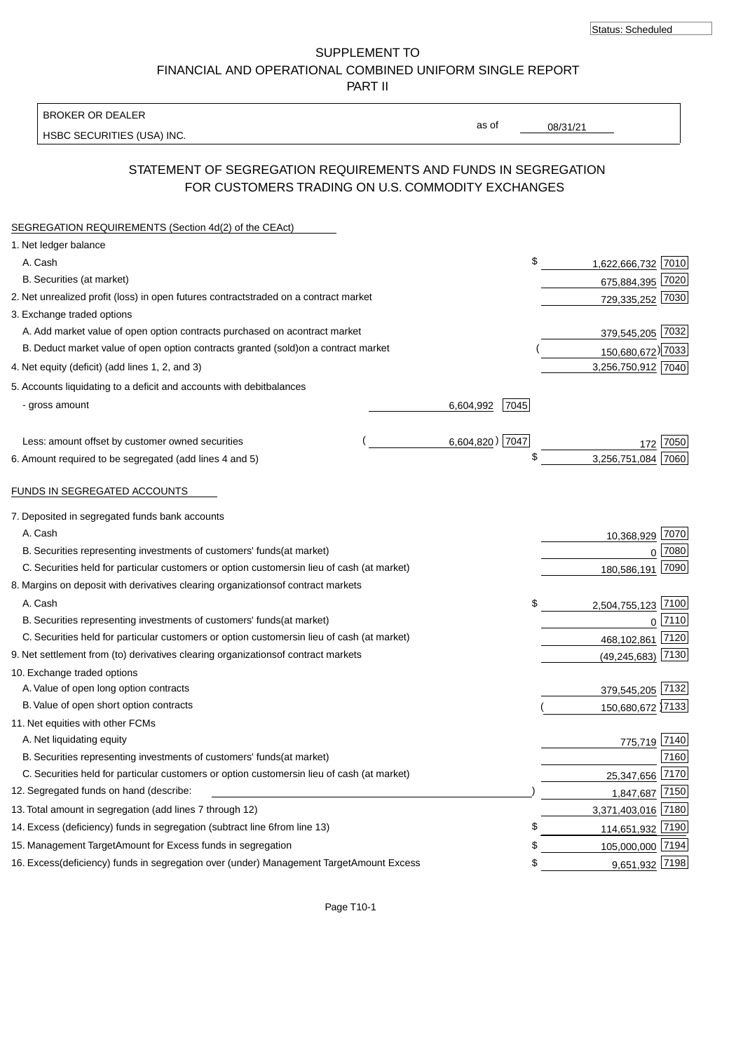Status: Scheduled

# SUPPLEMENT TO
# FINANCIAL AND OPERATIONAL COMBINED UNIFORM SINGLE REPORT
# PART II

| BROKER OR DEALER | | |
|---|---|---|
| HSBC SECURITIES (USA) INC. | as of | 08/31/21 |

## STATEMENT OF SEGREGATION REQUIREMENTS AND FUNDS IN SEGREGATION FOR CUSTOMERS TRADING ON U.S. COMMODITY EXCHANGES

### SEGREGATION REQUIREMENTS (Section 4d(2) of the CEAct)

| | | | | |
|---|---|---|---|---|
| 1. Net ledger balance | | | | |
| A. Cash | | | $ 1,622,666,732 | 7010 |
| B. Securities (at market) | | | 675,884,395 | 7020 |
| 2. Net unrealized profit (loss) in open futures contracts traded on a contract market | | | 729,335,252 | 7030 |
| 3. Exchange traded options | | | | |
| A. Add market value of open option contracts purchased on a contract market | | | 379,545,205 | 7032 |
| B. Deduct market value of open option contracts granted (sold) on a contract market | | | ( 150,680,672 ) | 7033 |
| 4. Net equity (deficit) (add lines 1, 2, and 3) | | | 3,256,750,912 | 7040 |
| 5. Accounts liquidating to a deficit and accounts with debit balances | | | | |
| - gross amount | 6,604,992 | 7045 | | |
| Less: amount offset by customer owned securities | ( 6,604,820 ) | 7047 | 172 | 7050 |
| 6. Amount required to be segregated (add lines 4 and 5) | | | $ 3,256,751,084 | 7060 |

### FUNDS IN SEGREGATED ACCOUNTS

| | | |
|---|---|---|
| 7. Deposited in segregated funds bank accounts | | |
| A. Cash | 10,368,929 | 7070 |
| B. Securities representing investments of customers' funds (at market) | 0 | 7080 |
| C. Securities held for particular customers or option customers in lieu of cash (at market) | 180,586,191 | 7090 |
| 8. Margins on deposit with derivatives clearing organizations of contract markets | | |
| A. Cash | $ 2,504,755,123 | 7100 |
| B. Securities representing investments of customers' funds (at market) | 0 | 7110 |
| C. Securities held for particular customers or option customers in lieu of cash (at market) | 468,102,861 | 7120 |
| 9. Net settlement from (to) derivatives clearing organizations of contract markets | (49,245,683) | 7130 |
| 10. Exchange traded options | | |
| A. Value of open long option contracts | 379,545,205 | 7132 |
| B. Value of open short option contracts | ( 150,680,672 ) | 7133 |
| 11. Net equities with other FCMs | | |
| A. Net liquidating equity | 775,719 | 7140 |
| B. Securities representing investments of customers' funds (at market) | | 7160 |
| C. Securities held for particular customers or option customers in lieu of cash (at market) | 25,347,656 | 7170 |
| 12. Segregated funds on hand (describe: ) | 1,847,687 | 7150 |
| 13. Total amount in segregation (add lines 7 through 12) | 3,371,403,016 | 7180 |
| 14. Excess (deficiency) funds in segregation (subtract line 6 from line 13) | $ 114,651,932 | 7190 |
| 15. Management Target Amount for Excess funds in segregation | $ 105,000,000 | 7194 |
| 16. Excess (deficiency) funds in segregation over (under) Management Target Amount Excess | $ 9,651,932 | 7198 |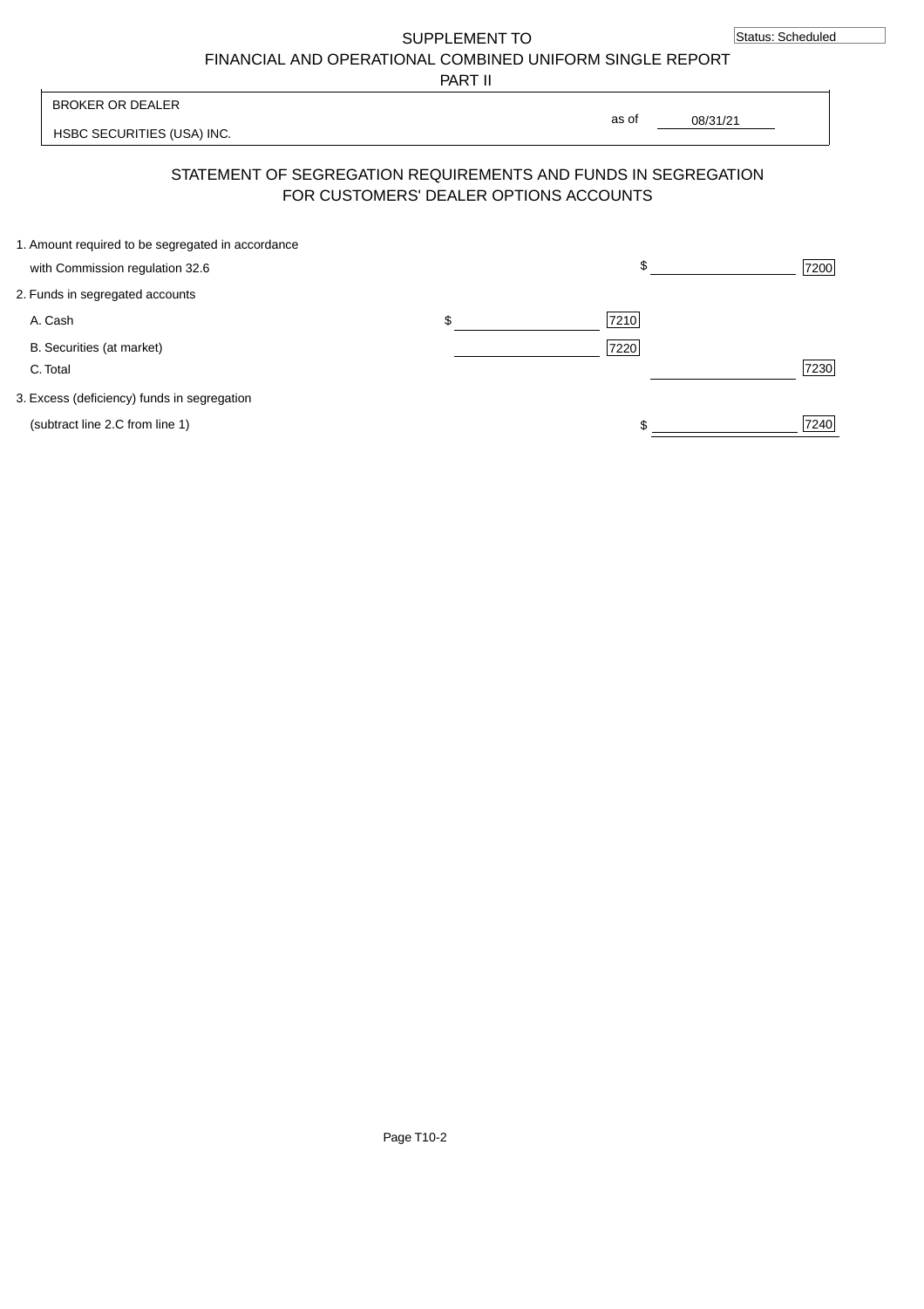Status: Scheduled

SUPPLEMENT TO
FINANCIAL AND OPERATIONAL COMBINED UNIFORM SINGLE REPORT
PART II

| BROKER OR DEALER | | |
|---|---|---|
| HSBC SECURITIES (USA) INC. | as of | 08/31/21 |

## STATEMENT OF SEGREGATION REQUIREMENTS AND FUNDS IN SEGREGATION FOR CUSTOMERS' DEALER OPTIONS ACCOUNTS

| | | | | |
|---|---|---|---|---|
| 1. Amount required to be segregated in accordance with Commission regulation 32.6 | | | $ | 7200 |
| 2. Funds in segregated accounts | | | | |
| A. Cash | $ | 7210 | | |
| B. Securities (at market) | | 7220 | | |
| C. Total | | | | 7230 |
| 3. Excess (deficiency) funds in segregation (subtract line 2.C from line 1) | | | $ | 7240 |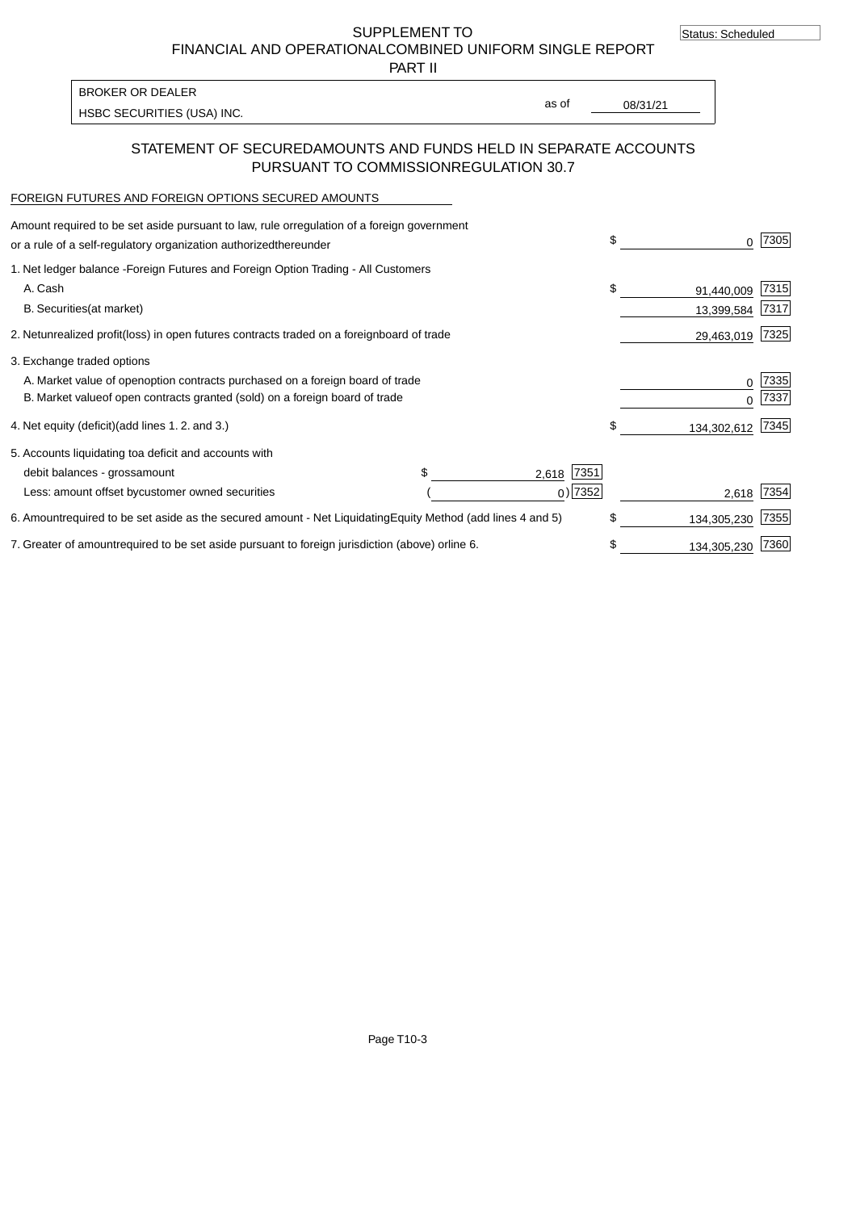Status: Scheduled

# SUPPLEMENT TO FINANCIAL AND OPERATIONAL COMBINED UNIFORM SINGLE REPORT PART II

| BROKER OR DEALER | | |
|---|---|---|
| HSBC SECURITIES (USA) INC. | as of | 08/31/21 |

## STATEMENT OF SECURED AMOUNTS AND FUNDS HELD IN SEPARATE ACCOUNTS PURSUANT TO COMMISSION REGULATION 30.7

FOREIGN FUTURES AND FOREIGN OPTIONS SECURED AMOUNTS

| Description | | | Amount | Code |
|---|---|---|---|---|
| Amount required to be set aside pursuant to law, rule or regulation of a foreign government or a rule of a self-regulatory organization authorized thereunder | | | $ 0 | 7305 |
| 1. Net ledger balance - Foreign Futures and Foreign Option Trading - All Customers | | | | |
| A. Cash | | | $ 91,440,009 | 7315 |
| B. Securities (at market) | | | 13,399,584 | 7317 |
| 2. Net unrealized profit (loss) in open futures contracts traded on a foreign board of trade | | | 29,463,019 | 7325 |
| 3. Exchange traded options | | | | |
| A. Market value of open option contracts purchased on a foreign board of trade | | | 0 | 7335 |
| B. Market value of open contracts granted (sold) on a foreign board of trade | | | 0 | 7337 |
| 4. Net equity (deficit) (add lines 1. 2. and 3.) | | | $ 134,302,612 | 7345 |
| 5. Accounts liquidating to a deficit and accounts with | | | | |
| debit balances - gross amount | $ 2,618 | 7351 | | |
| Less: amount offset by customer owned securities | ( 0) | 7352 | 2,618 | 7354 |
| 6. Amount required to be set aside as the secured amount - Net Liquidating Equity Method (add lines 4 and 5) | | | $ 134,305,230 | 7355 |
| 7. Greater of amount required to be set aside pursuant to foreign jurisdiction (above) or line 6. | | | $ 134,305,230 | 7360 |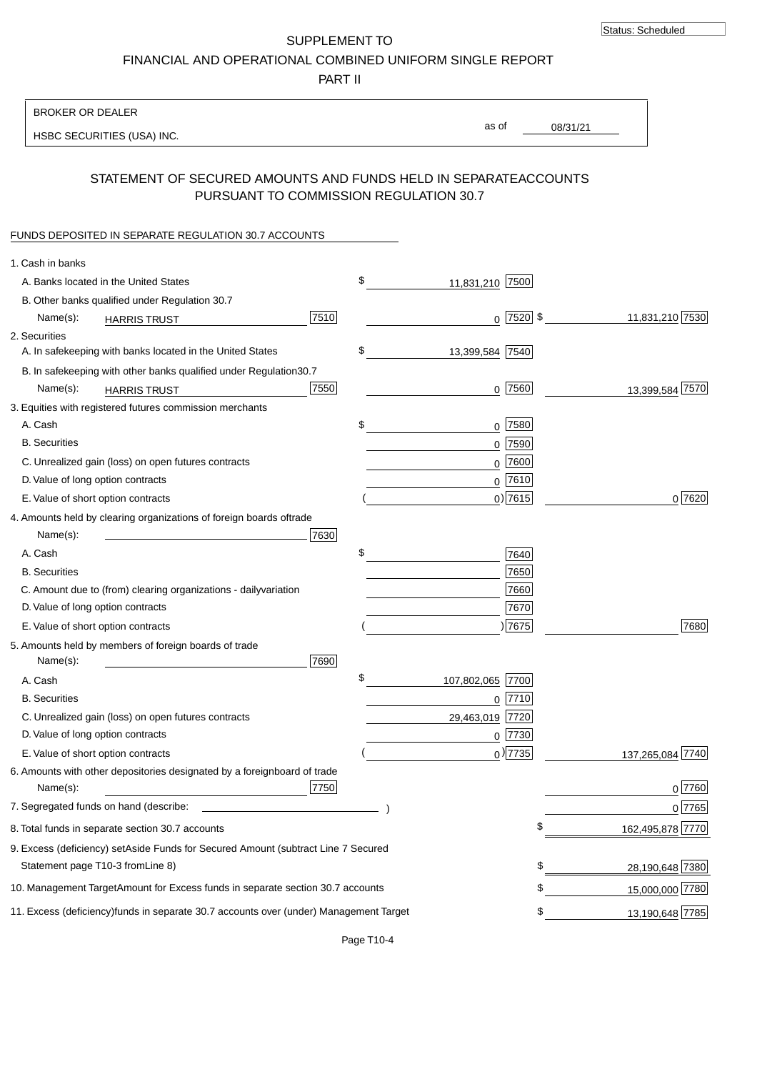Status: Scheduled

SUPPLEMENT TO

FINANCIAL AND OPERATIONAL COMBINED UNIFORM SINGLE REPORT

PART II

BROKER OR DEALER

HSBC SECURITIES (USA) INC.

as of 08/31/21

## STATEMENT OF SECURED AMOUNTS AND FUNDS HELD IN SEPARATEACCOUNTS PURSUANT TO COMMISSION REGULATION 30.7

FUNDS DEPOSITED IN SEPARATE REGULATION 30.7 ACCOUNTS

| | | |
|---|---|---|
| 1. Cash in banks | | |
| A. Banks located in the United States | $ 11,831,210 [7500] | |
| B. Other banks qualified under Regulation 30.7 Name(s): HARRIS TRUST [7510] | 0 [7520] | $ 11,831,210 [7530] |
| 2. Securities | | |
| A. In safekeeping with banks located in the United States | $ 13,399,584 [7540] | |
| B. In safekeeping with other banks qualified under Regulation30.7 Name(s): HARRIS TRUST [7550] | 0 [7560] | 13,399,584 [7570] |
| 3. Equities with registered futures commission merchants | | |
| A. Cash | $ 0 [7580] | |
| B. Securities | 0 [7590] | |
| C. Unrealized gain (loss) on open futures contracts | 0 [7600] | |
| D. Value of long option contracts | 0 [7610] | |
| E. Value of short option contracts | ( 0) [7615] | 0 [7620] |
| 4. Amounts held by clearing organizations of foreign boards oftrade Name(s): [7630] | | |
| A. Cash | $ [7640] | |
| B. Securities | [7650] | |
| C. Amount due to (from) clearing organizations - dailyvariation | [7660] | |
| D. Value of long option contracts | [7670] | |
| E. Value of short option contracts | ( ) [7675] | [7680] |
| 5. Amounts held by members of foreign boards of trade Name(s): [7690] | | |
| A. Cash | $ 107,802,065 [7700] | |
| B. Securities | 0 [7710] | |
| C. Unrealized gain (loss) on open futures contracts | 29,463,019 [7720] | |
| D. Value of long option contracts | 0 [7730] | |
| E. Value of short option contracts | ( 0) [7735] | 137,265,084 [7740] |
| 6. Amounts with other depositories designated by a foreignboard of trade Name(s): [7750] | | 0 [7760] |
| 7. Segregated funds on hand (describe: ) | | 0 [7765] |
| 8. Total funds in separate section 30.7 accounts | | $ 162,495,878 [7770] |
| 9. Excess (deficiency) setAside Funds for Secured Amount (subtract Line 7 Secured Statement page T10-3 fromLine 8) | | $ 28,190,648 [7380] |
| 10. Management TargetAmount for Excess funds in separate section 30.7 accounts | | $ 15,000,000 [7780] |
| 11. Excess (deficiency)funds in separate 30.7 accounts over (under) Management Target | | $ 13,190,648 [7785] |

Page T10-4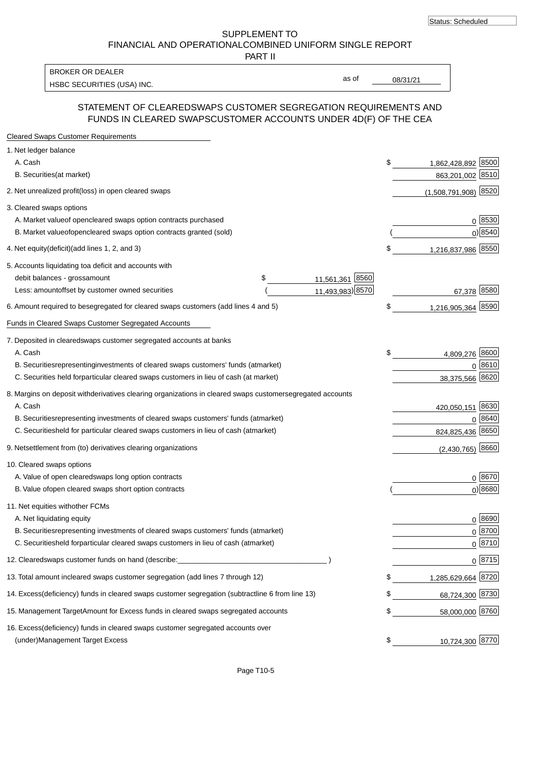Status: Scheduled

SUPPLEMENT TO
FINANCIAL AND OPERATIONALCOMBINED UNIFORM SINGLE REPORT
PART II

BROKER OR DEALER
HSBC SECURITIES (USA) INC.

as of 08/31/21

## STATEMENT OF CLEAREDSWAPS CUSTOMER SEGREGATION REQUIREMENTS AND FUNDS IN CLEARED SWAPSCUSTOMER ACCOUNTS UNDER 4D(F) OF THE CEA

**Cleared Swaps Customer Requirements**

| Item | | | Amount | Code |
|---|---|---|---|---|
| 1. Net ledger balance | | | | |
| A. Cash | | | $ 1,862,428,892 | 8500 |
| B. Securities(at market) | | | 863,201,002 | 8510 |
| 2. Net unrealized profit(loss) in open cleared swaps | | | (1,508,791,908) | 8520 |
| 3. Cleared swaps options | | | | |
| A. Market valueof opencleared swaps option contracts purchased | | | 0 | 8530 |
| B. Market valueofopencleared swaps option contracts granted (sold) | | | ( 0) | 8540 |
| 4. Net equity(deficit)(add lines 1, 2, and 3) | | | $ 1,216,837,986 | 8550 |
| 5. Accounts liquidating toa deficit and accounts with debit balances - grossamount | $ 11,561,361 | 8560 | | |
| Less: amountoffset by customer owned securities | ( 11,493,983) | 8570 | 67,378 | 8580 |
| 6. Amount required to besegregated for cleared swaps customers (add lines 4 and 5) | | | $ 1,216,905,364 | 8590 |

**Funds in Cleared Swaps Customer Segregated Accounts**

| Item | Amount | Code |
|---|---|---|
| 7. Deposited in clearedswaps customer segregated accounts at banks | | |
| A. Cash | $ 4,809,276 | 8600 |
| B. Securitiesrepresentinginvestments of cleared swaps customers' funds (atmarket) | 0 | 8610 |
| C. Securities held forparticular cleared swaps customers in lieu of cash (at market) | 38,375,566 | 8620 |
| 8. Margins on deposit withderivatives clearing organizations in cleared swaps customersegregated accounts | | |
| A. Cash | 420,050,151 | 8630 |
| B. Securitiesrepresenting investments of cleared swaps customers' funds (atmarket) | 0 | 8640 |
| C. Securitiesheld for particular cleared swaps customers in lieu of cash (atmarket) | 824,825,436 | 8650 |
| 9. Netsettlement from (to) derivatives clearing organizations | (2,430,765) | 8660 |
| 10. Cleared swaps options | | |
| A. Value of open clearedswaps long option contracts | 0 | 8670 |
| B. Value ofopen cleared swaps short option contracts | ( 0) | 8680 |
| 11. Net equities withother FCMs | | |
| A. Net liquidating equity | 0 | 8690 |
| B. Securitiesrepresenting investments of cleared swaps customers' funds (atmarket) | 0 | 8700 |
| C. Securitiesheld forparticular cleared swaps customers in lieu of cash (atmarket) | 0 | 8710 |
| 12. Clearedswaps customer funds on hand (describe:____________________________________ ) | 0 | 8715 |
| 13. Total amount incleared swaps customer segregation (add lines 7 through 12) | $ 1,285,629,664 | 8720 |
| 14. Excess(deficiency) funds in cleared swaps customer segregation (subtractline 6 from line 13) | $ 68,724,300 | 8730 |
| 15. Management TargetAmount for Excess funds in cleared swaps segregated accounts | $ 58,000,000 | 8760 |
| 16. Excess(deficiency) funds in cleared swaps customer segregated accounts over (under)Management Target Excess | $ 10,724,300 | 8770 |

Page T10-5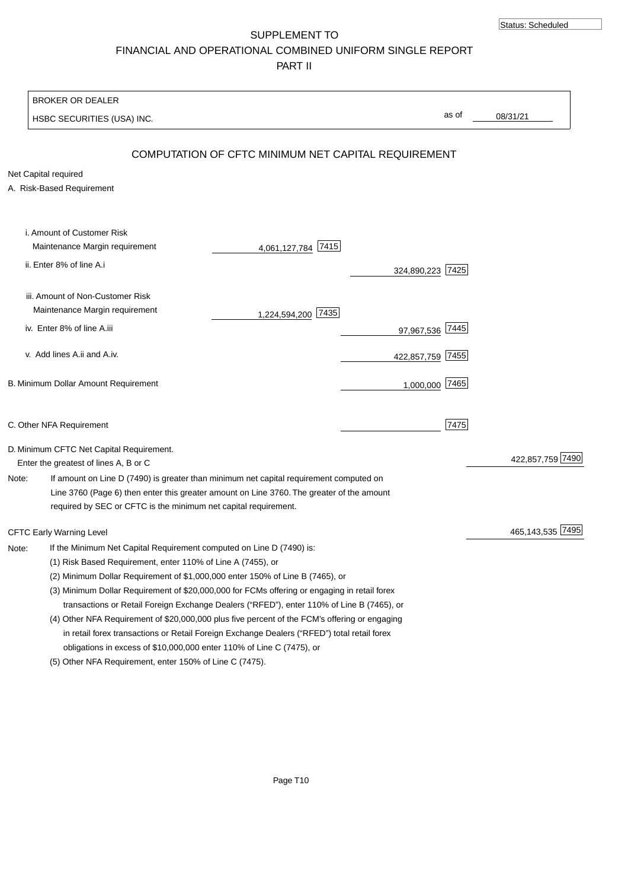Status: Scheduled

# SUPPLEMENT TO
# FINANCIAL AND OPERATIONAL COMBINED UNIFORM SINGLE REPORT
# PART II

BROKER OR DEALER

HSBC SECURITIES (USA) INC. as of 08/31/21

## COMPUTATION OF CFTC MINIMUM NET CAPITAL REQUIREMENT

Net Capital required

A. Risk-Based Requirement

| | | | |
|---|---|---|---|
| i. Amount of Customer Risk Maintenance Margin requirement | 4,061,127,784 [7415] | | |
| ii. Enter 8% of line A.i | | 324,890,223 [7425] | |
| iii. Amount of Non-Customer Risk Maintenance Margin requirement | 1,224,594,200 [7435] | | |
| iv. Enter 8% of line A.iii | | 97,967,536 [7445] | |
| v. Add lines A.ii and A.iv. | | 422,857,759 [7455] | |
| B. Minimum Dollar Amount Requirement | | 1,000,000 [7465] | |
| C. Other NFA Requirement | | [7475] | |
| D. Minimum CFTC Net Capital Requirement. Enter the greatest of lines A, B or C | | | 422,857,759 [7490] |

Note: If amount on Line D (7490) is greater than minimum net capital requirement computed on Line 3760 (Page 6) then enter this greater amount on Line 3760. The greater of the amount required by SEC or CFTC is the minimum net capital requirement.

CFTC Early Warning Level 465,143,535 [7495]

Note: If the Minimum Net Capital Requirement computed on Line D (7490) is:

(1) Risk Based Requirement, enter 110% of Line A (7455), or

(2) Minimum Dollar Requirement of $1,000,000 enter 150% of Line B (7465), or

(3) Minimum Dollar Requirement of $20,000,000 for FCMs offering or engaging in retail forex transactions or Retail Foreign Exchange Dealers ("RFED"), enter 110% of Line B (7465), or

(4) Other NFA Requirement of $20,000,000 plus five percent of the FCM's offering or engaging in retail forex transactions or Retail Foreign Exchange Dealers ("RFED") total retail forex obligations in excess of $10,000,000 enter 110% of Line C (7475), or

(5) Other NFA Requirement, enter 150% of Line C (7475).